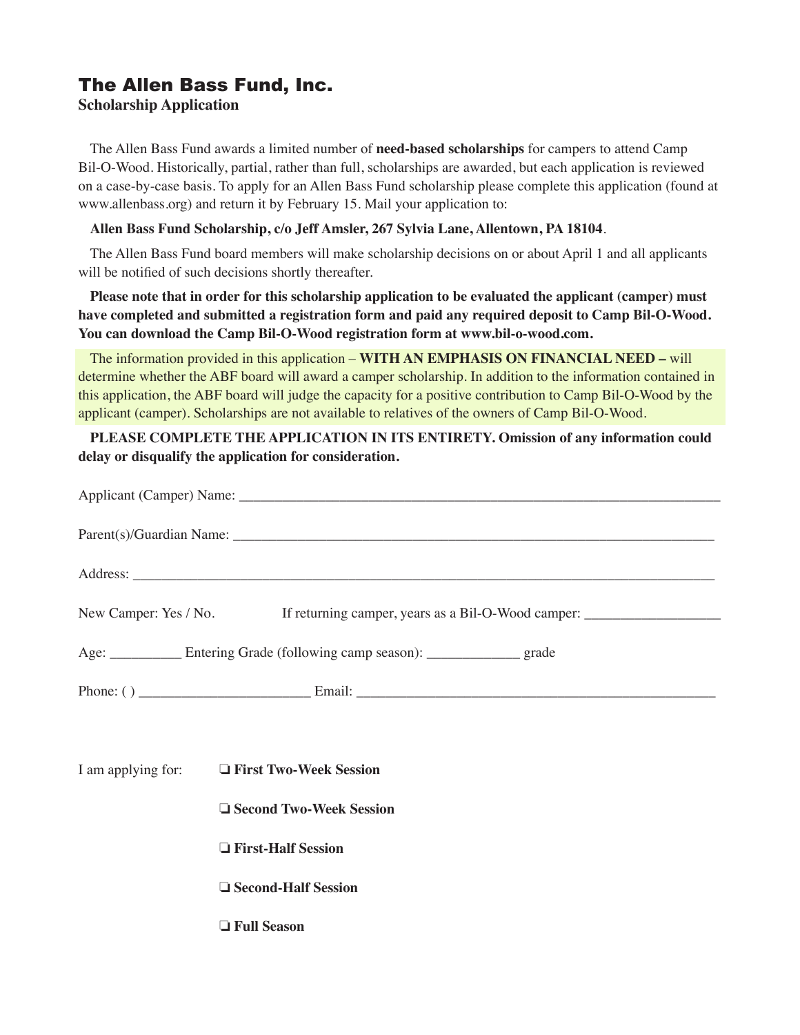# The Allen Bass Fund, Inc.

**Scholarship Application**

The Allen Bass Fund awards a limited number of **need-based scholarships** for campers to attend Camp Bil-O-Wood. Historically, partial, rather than full, scholarships are awarded, but each application is reviewed on a case-by-case basis. To apply for an Allen Bass Fund scholarship please complete this application (found at www.allenbass.org) and return it by February 15. Mail your application to:

**Allen Bass Fund Scholarship, c/o Jeff Amsler, 267 Sylvia Lane, Allentown, PA 18104**.

The Allen Bass Fund board members will make scholarship decisions on or about April 1 and all applicants will be notified of such decisions shortly thereafter.

**Please note that in order for this scholarship application to be evaluated the applicant (camper) must have completed and submitted a registration form and paid any required deposit to Camp Bil-O-Wood. You can download the Camp Bil-O-Wood registration form at www.bil-o-wood.com.**

The information provided in this application – **WITH AN EMPHASIS ON FINANCIAL NEED –** will determine whether the ABF board will award a camper scholarship. In addition to the information contained in this application, the ABF board will judge the capacity for a positive contribution to Camp Bil-O-Wood by the applicant (camper). Scholarships are not available to relatives of the owners of Camp Bil-O-Wood.

**PLEASE COMPLETE THE APPLICATION IN ITS ENTIRETY. Omission of any information could delay or disqualify the application for consideration.**

Applicant (Camper) Name: ______________________________________________________________________

Parent(s)/Guardian Name: ______________________________________________________________________

Address: ______________________________________________________________________________

New Camper: Yes / No.  If returning camper, years as a Bil-O-Wood camper: __________________

Age: __________ Entering Grade (following camp season): _____________ grade

Phone: ( ) ________________________ Email: ___________________________________________________

I am applying for:

- ❑ **First Two-Week Session**
- ❑ **Second Two-Week Session**
- ❑ **First-Half Session**
- ❑ **Second-Half Session**
- ❑ **Full Season**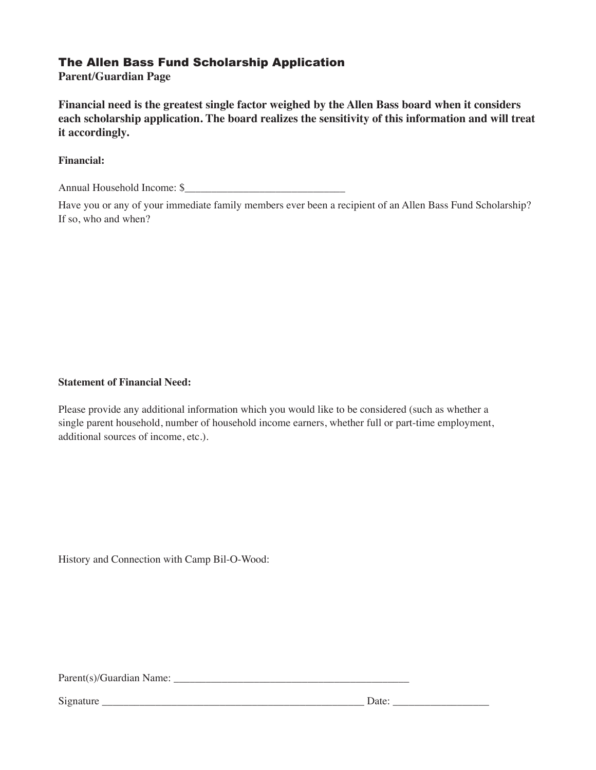## The Allen Bass Fund Scholarship Application

**Parent/Guardian Page**

**Financial need is the greatest single factor weighed by the Allen Bass board when it considers each scholarship application. The board realizes the sensitivity of this information and will treat it accordingly.**

**Financial:**

Annual Household Income: $______________________________

Have you or any of your immediate family members ever been a recipient of an Allen Bass Fund Scholarship? If so, who and when?

**Statement of Financial Need:**

Please provide any additional information which you would like to be considered (such as whether a single parent household, number of household income earners, whether full or part-time employment, additional sources of income, etc.).

History and Connection with Camp Bil-O-Wood:

Parent(s)/Guardian Name: ______________________________________________

Signature ___________________________________________________ Date: __________________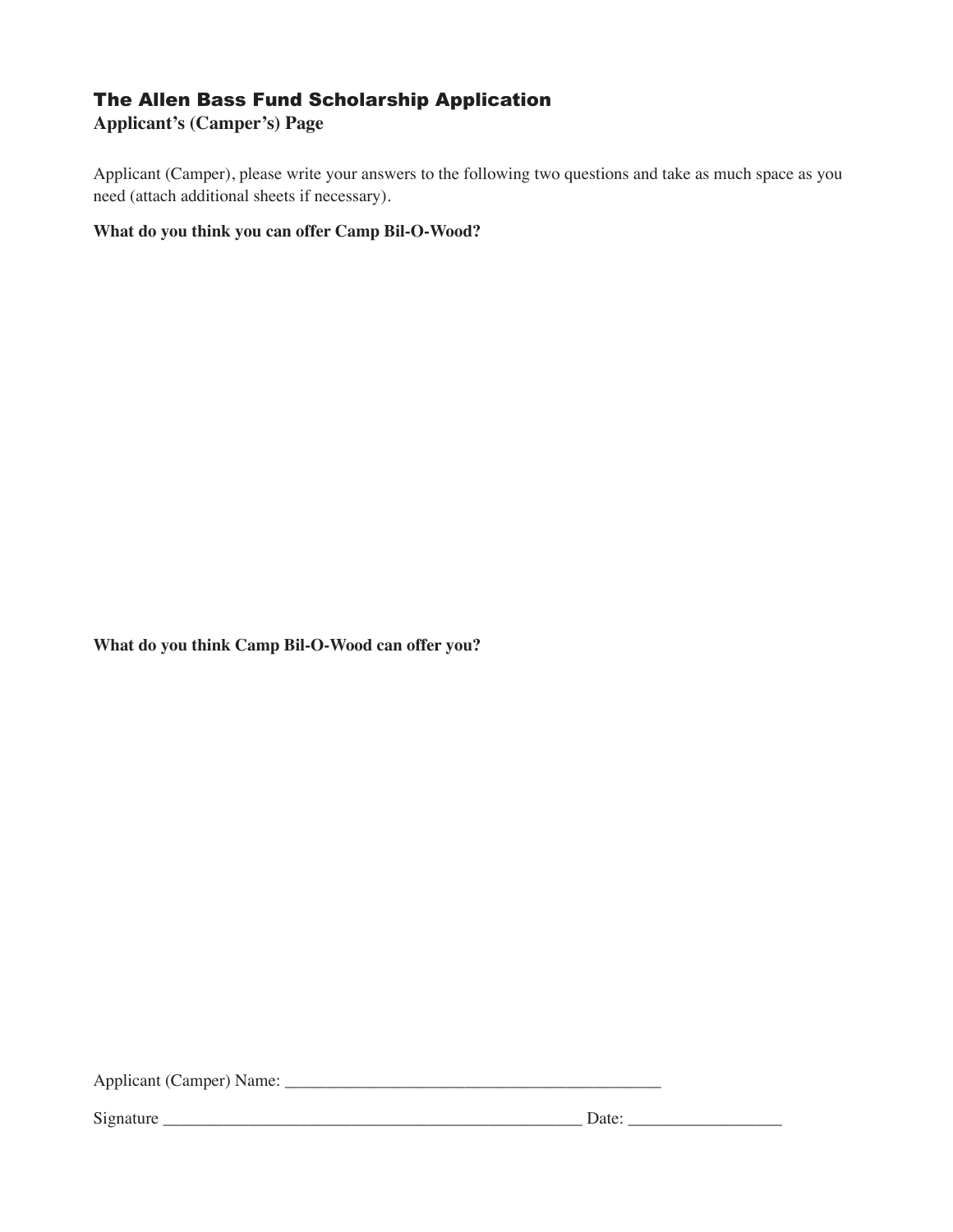## The Allen Bass Fund Scholarship Application

**Applicant's (Camper's) Page**

Applicant (Camper), please write your answers to the following two questions and take as much space as you need (attach additional sheets if necessary).

**What do you think you can offer Camp Bil-O-Wood?**

**What do you think Camp Bil-O-Wood can offer you?**

Applicant (Camper) Name: ____________________________________________

Signature __________________________________________________ Date: _________________